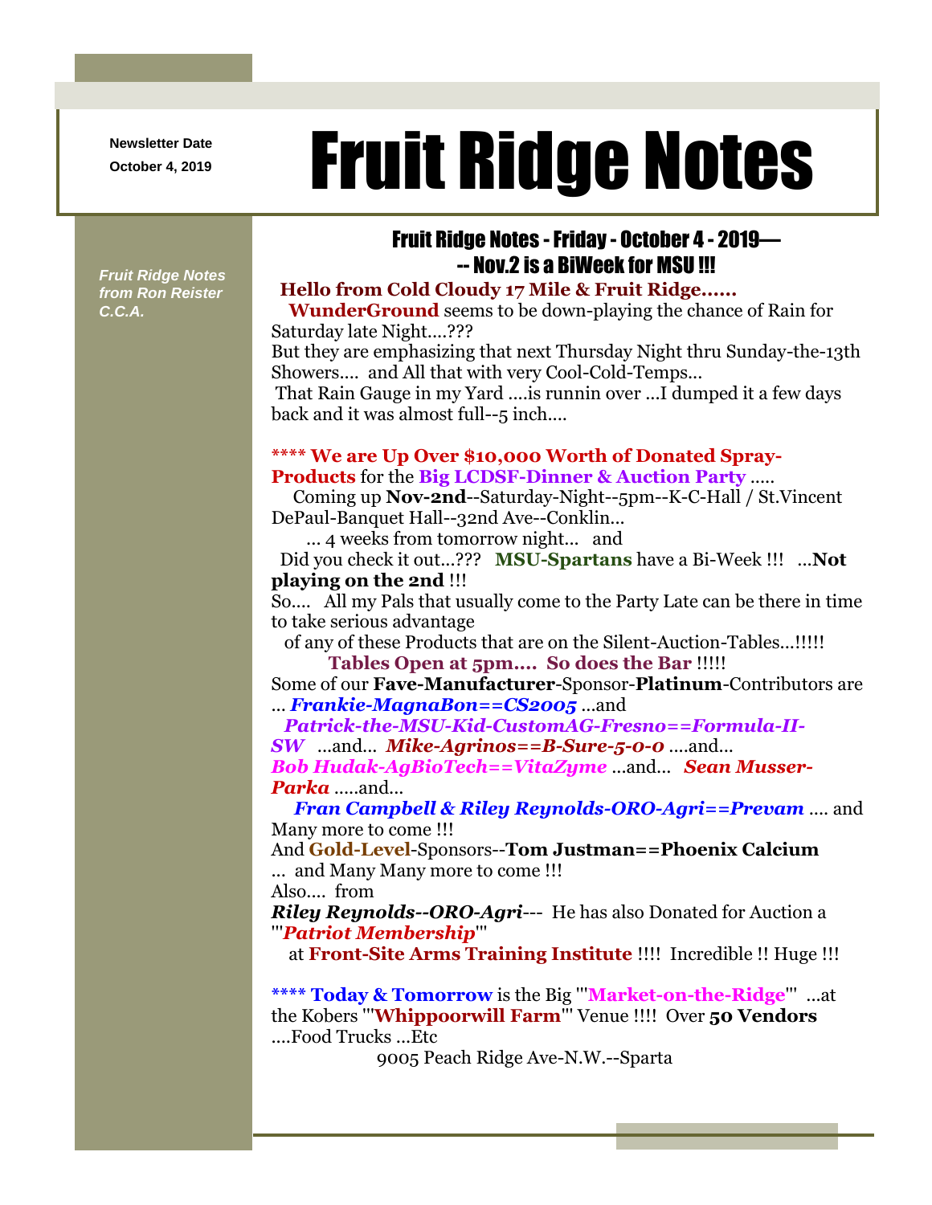Newsletter Date
October 4, 2019

# Fruit Ridge Notes

*Fruit Ridge Notes from Ron Reister C.C.A.*

## Fruit Ridge Notes - Friday - October 4 - 2019— -- Nov.2 is a BiWeek for MSU !!!

**Hello from Cold Cloudy 17 Mile & Fruit Ridge……**

**WunderGround** seems to be down-playing the chance of Rain for Saturday late Night….???

But they are emphasizing that next Thursday Night thru Sunday-the-13th Showers…. and All that with very Cool-Cold-Temps…

That Rain Gauge in my Yard ….is runnin over …I dumped it a few days back and it was almost full--5 inch….

**\*\*\*\* We are Up Over $10,000 Worth of Donated Spray-Products** for the **Big LCDSF-Dinner & Auction Party** …..

Coming up **Nov-2nd**--Saturday-Night--5pm--K-C-Hall / St.Vincent DePaul-Banquet Hall--32nd Ave--Conklin…

… 4 weeks from tomorrow night… and

Did you check it out…??? **MSU-Spartans** have a Bi-Week !!! …**Not playing on the 2nd** !!!

So…. All my Pals that usually come to the Party Late can be there in time to take serious advantage

of any of these Products that are on the Silent-Auction-Tables…!!!!!

**Tables Open at 5pm…. So does the Bar** !!!!!

Some of our **Fave-Manufacturer**-Sponsor-**Platinum**-Contributors are … ***Frankie-the-MagnaBon==CS2005*** …and

***Patrick-the-MSU-Kid-CustomAG-Fresno==Formula-II-SW*** …and… ***Mike-Agrinos==B-Sure-5-0-0*** ….and… ***Bob Hudak-AgBioTech==VitaZyme*** …and… ***Sean Musser-Parka*** …..and…

***Fran Campbell & Riley Reynolds-ORO-Agri==Prevam*** …. and Many more to come !!!

And **Gold-Level**-Sponsors--**Tom Justman==Phoenix Calcium** … and Many Many more to come !!!

Also…. from

***Riley Reynolds--ORO-Agri***--- He has also Donated for Auction a '''***Patriot Membership***'''

at **Front-Site Arms Training Institute** !!!! Incredible !! Huge !!!

**\*\*\*\* Today & Tomorrow** is the Big '''**Market-on-the-Ridge**''' …at the Kobers '''**Whippoorwill Farm**''' Venue !!!! Over **50 Vendors** ….Food Trucks …Etc

9005 Peach Ridge Ave-N.W.--Sparta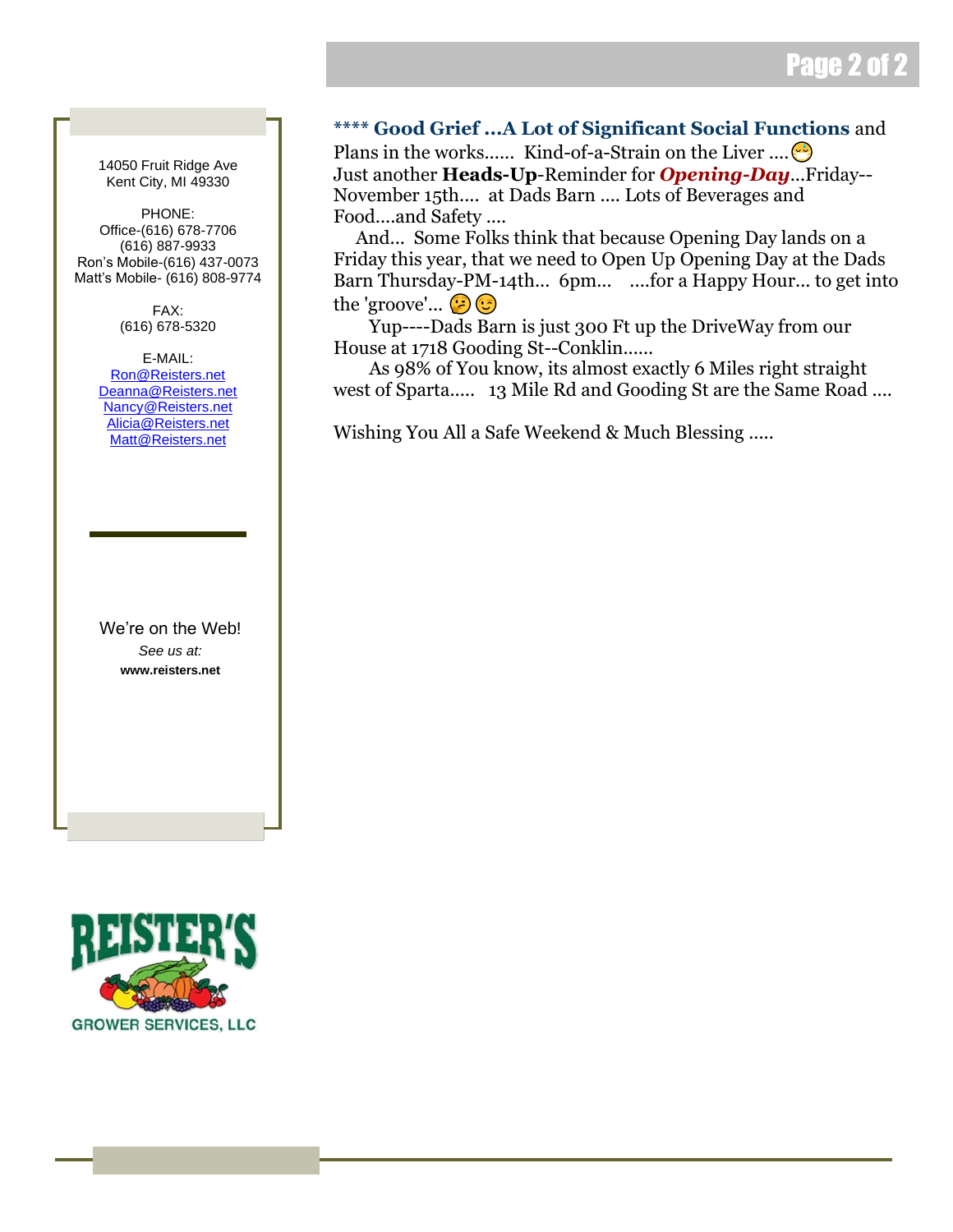14050 Fruit Ridge Ave
Kent City, MI 49330

PHONE:
Office-(616) 678-7706
(616) 887-9933
Ron's Mobile-(616) 437-0073
Matt's Mobile- (616) 808-9774

FAX:
(616) 678-5320

E-MAIL:
Ron@Reisters.net
Deanna@Reisters.net
Nancy@Reisters.net
Alicia@Reisters.net
Matt@Reisters.net

We're on the Web!
*See us at:*
**www.reisters.net**

REISTER'S
GROWER SERVICES, LLC

**** **Good Grief ...A Lot of Significant Social Functions** and Plans in the works...... Kind-of-a-Strain on the Liver ....😌
Just another **Heads-Up**-Reminder for ***Opening-Day***...Friday--November 15th.... at Dads Barn .... Lots of Beverages and Food....and Safety ....

And... Some Folks think that because Opening Day lands on a Friday this year, that we need to Open Up Opening Day at the Dads Barn Thursday-PM-14th... 6pm... ....for a Happy Hour... to get into the 'groove'... 🤔 😉

Yup----Dads Barn is just 300 Ft up the DriveWay from our House at 1718 Gooding St--Conklin......

As 98% of You know, its almost exactly 6 Miles right straight west of Sparta..... 13 Mile Rd and Gooding St are the Same Road ....

Wishing You All a Safe Weekend & Much Blessing .....